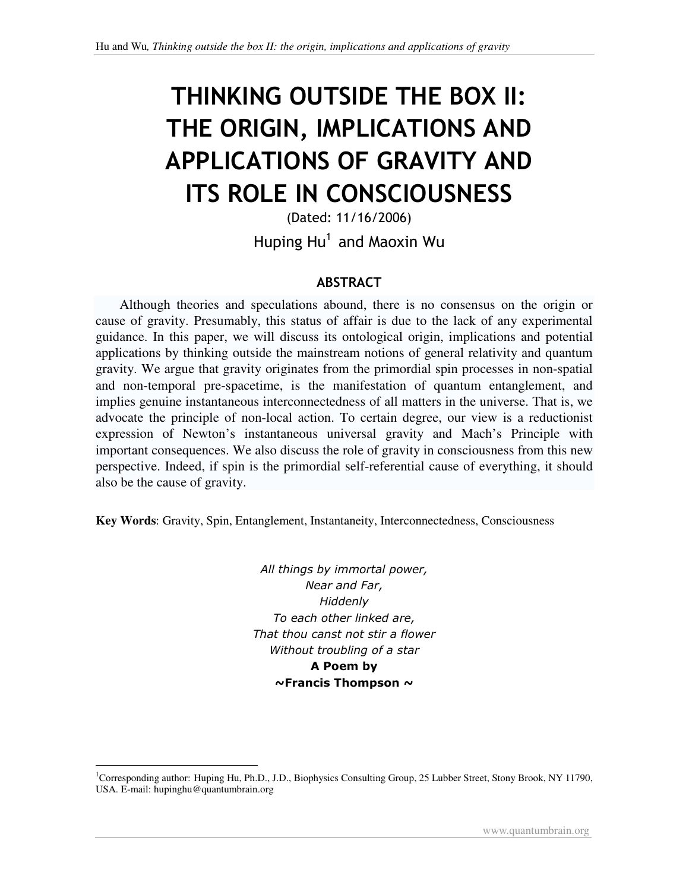# THINKING OUTSIDE THE BOX II: THE ORIGIN, IMPLICATIONS AND APPLICATIONS OF GRAVITY AND ITS ROLE IN CONSCIOUSNESS

(Dated: 11/16/2006)

Huping Hu[1] and Maoxin Wu

## ABSTRACT

Although theories and speculations abound, there is no consensus on the origin or cause of gravity. Presumably, this status of affair is due to the lack of any experimental guidance. In this paper, we will discuss its ontological origin, implications and potential applications by thinking outside the mainstream notions of general relativity and quantum gravity. We argue that gravity originates from the primordial spin processes in non-spatial and non-temporal pre-spacetime, is the manifestation of quantum entanglement, and implies genuine instantaneous interconnectedness of all matters in the universe. That is, we advocate the principle of non-local action. To certain degree, our view is a reductionist expression of Newton's instantaneous universal gravity and Mach's Principle with important consequences. We also discuss the role of gravity in consciousness from this new perspective. Indeed, if spin is the primordial self-referential cause of everything, it should also be the cause of gravity.

**Key Words**: Gravity, Spin, Entanglement, Instantaneity, Interconnectedness, Consciousness

*All things by immortal power,*
*Near and Far,*
*Hiddenly*
*To each other linked are,*
*That thou canst not stir a flower*
*Without troubling of a star*
**A Poem by**
**~Francis Thompson ~**

[1]Corresponding author: Huping Hu, Ph.D., J.D., Biophysics Consulting Group, 25 Lubber Street, Stony Brook, NY 11790, USA. E-mail: hupinghu@quantumbrain.org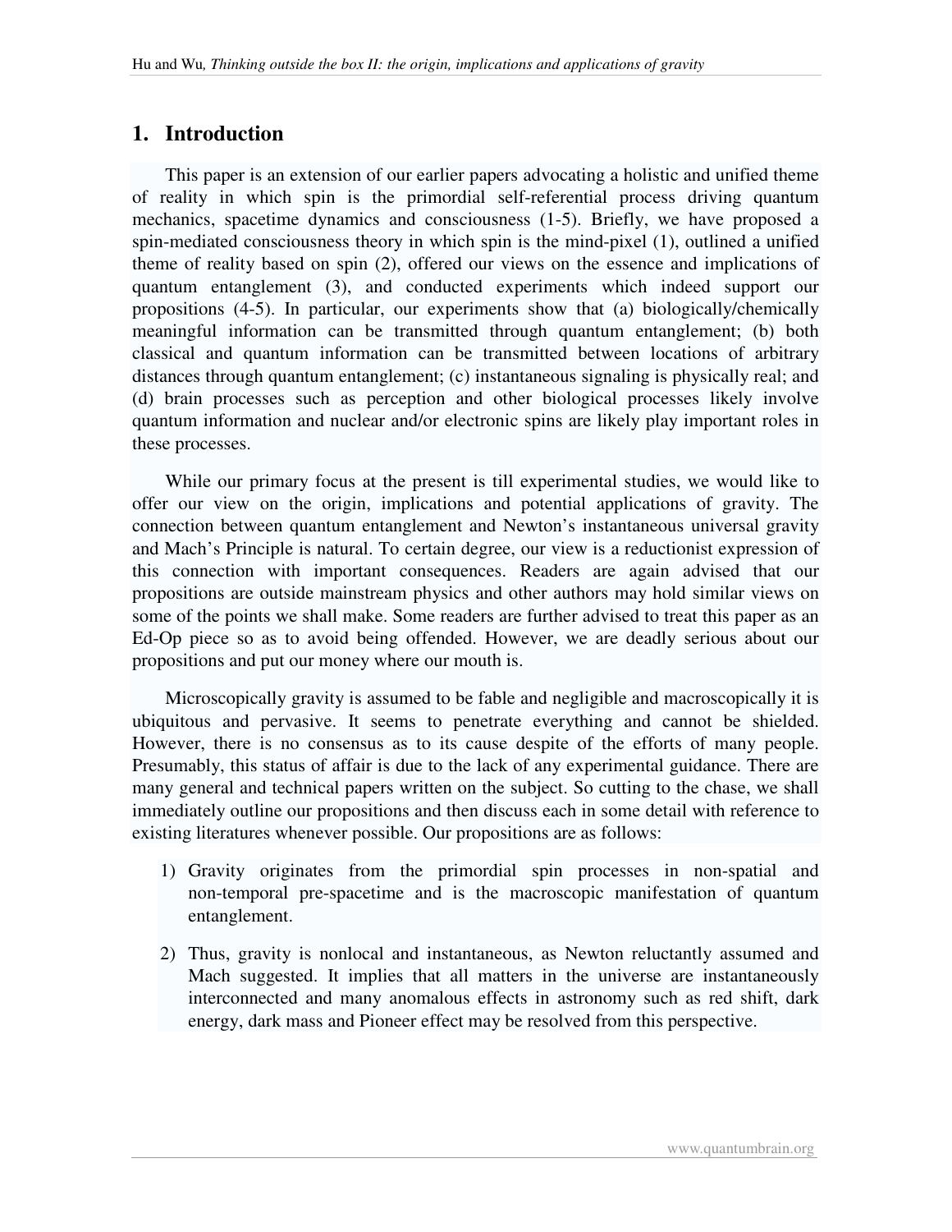## 1. Introduction

This paper is an extension of our earlier papers advocating a holistic and unified theme of reality in which spin is the primordial self-referential process driving quantum mechanics, spacetime dynamics and consciousness (1-5). Briefly, we have proposed a spin-mediated consciousness theory in which spin is the mind-pixel (1), outlined a unified theme of reality based on spin (2), offered our views on the essence and implications of quantum entanglement (3), and conducted experiments which indeed support our propositions (4-5). In particular, our experiments show that (a) biologically/chemically meaningful information can be transmitted through quantum entanglement; (b) both classical and quantum information can be transmitted between locations of arbitrary distances through quantum entanglement; (c) instantaneous signaling is physically real; and (d) brain processes such as perception and other biological processes likely involve quantum information and nuclear and/or electronic spins are likely play important roles in these processes.

While our primary focus at the present is till experimental studies, we would like to offer our view on the origin, implications and potential applications of gravity. The connection between quantum entanglement and Newton's instantaneous universal gravity and Mach's Principle is natural. To certain degree, our view is a reductionist expression of this connection with important consequences. Readers are again advised that our propositions are outside mainstream physics and other authors may hold similar views on some of the points we shall make. Some readers are further advised to treat this paper as an Ed-Op piece so as to avoid being offended. However, we are deadly serious about our propositions and put our money where our mouth is.

Microscopically gravity is assumed to be fable and negligible and macroscopically it is ubiquitous and pervasive. It seems to penetrate everything and cannot be shielded. However, there is no consensus as to its cause despite of the efforts of many people. Presumably, this status of affair is due to the lack of any experimental guidance. There are many general and technical papers written on the subject. So cutting to the chase, we shall immediately outline our propositions and then discuss each in some detail with reference to existing literatures whenever possible. Our propositions are as follows:

1) Gravity originates from the primordial spin processes in non-spatial and non-temporal pre-spacetime and is the macroscopic manifestation of quantum entanglement.
2) Thus, gravity is nonlocal and instantaneous, as Newton reluctantly assumed and Mach suggested. It implies that all matters in the universe are instantaneously interconnected and many anomalous effects in astronomy such as red shift, dark energy, dark mass and Pioneer effect may be resolved from this perspective.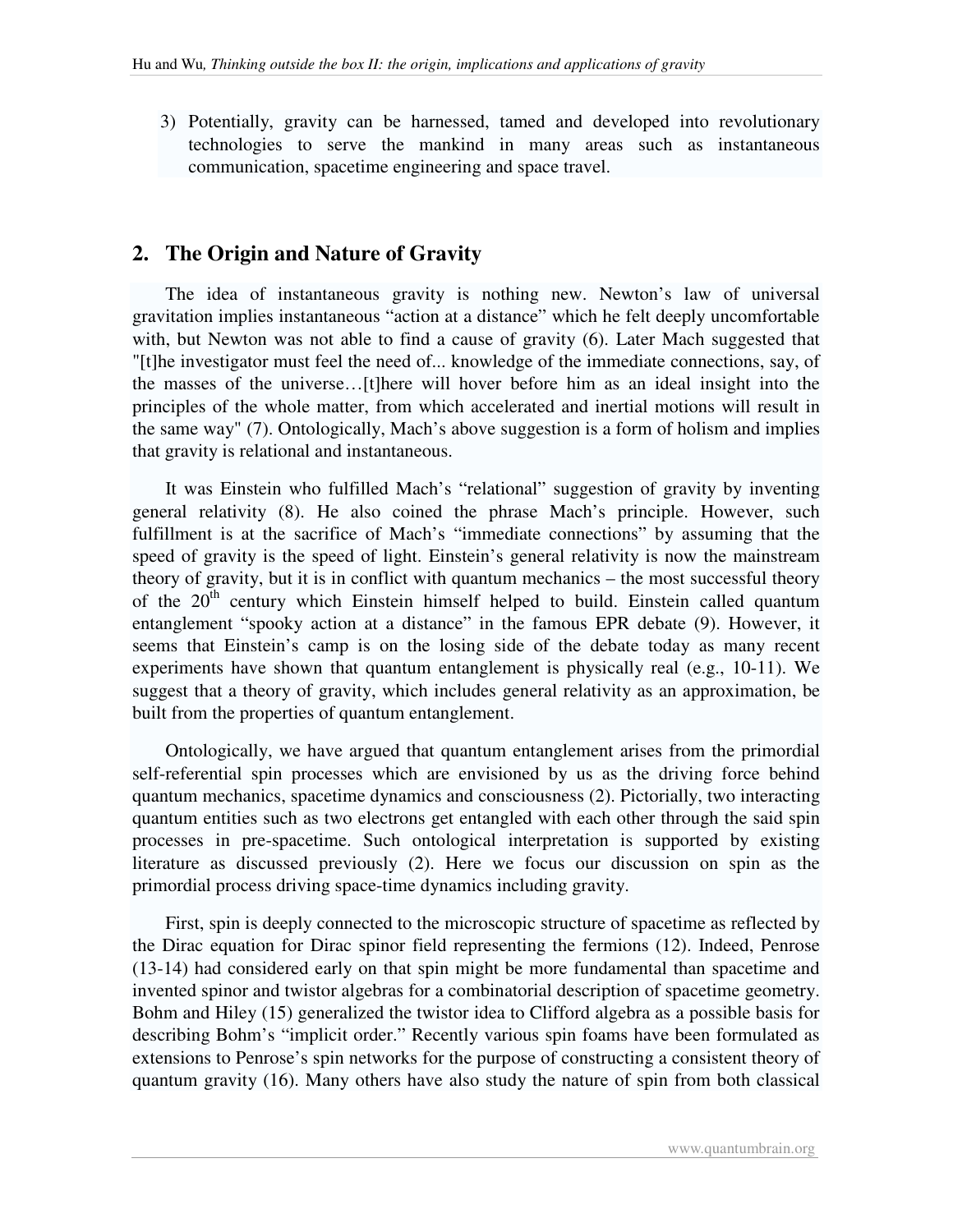3) Potentially, gravity can be harnessed, tamed and developed into revolutionary technologies to serve the mankind in many areas such as instantaneous communication, spacetime engineering and space travel.

## 2. The Origin and Nature of Gravity

The idea of instantaneous gravity is nothing new. Newton's law of universal gravitation implies instantaneous "action at a distance" which he felt deeply uncomfortable with, but Newton was not able to find a cause of gravity (6). Later Mach suggested that "[t]he investigator must feel the need of... knowledge of the immediate connections, say, of the masses of the universe…[t]here will hover before him as an ideal insight into the principles of the whole matter, from which accelerated and inertial motions will result in the same way" (7). Ontologically, Mach's above suggestion is a form of holism and implies that gravity is relational and instantaneous.

It was Einstein who fulfilled Mach's "relational" suggestion of gravity by inventing general relativity (8). He also coined the phrase Mach's principle. However, such fulfillment is at the sacrifice of Mach's "immediate connections" by assuming that the speed of gravity is the speed of light. Einstein's general relativity is now the mainstream theory of gravity, but it is in conflict with quantum mechanics – the most successful theory of the 20th century which Einstein himself helped to build. Einstein called quantum entanglement "spooky action at a distance" in the famous EPR debate (9). However, it seems that Einstein's camp is on the losing side of the debate today as many recent experiments have shown that quantum entanglement is physically real (e.g., 10-11). We suggest that a theory of gravity, which includes general relativity as an approximation, be built from the properties of quantum entanglement.

Ontologically, we have argued that quantum entanglement arises from the primordial self-referential spin processes which are envisioned by us as the driving force behind quantum mechanics, spacetime dynamics and consciousness (2). Pictorially, two interacting quantum entities such as two electrons get entangled with each other through the said spin processes in pre-spacetime. Such ontological interpretation is supported by existing literature as discussed previously (2). Here we focus our discussion on spin as the primordial process driving space-time dynamics including gravity.

First, spin is deeply connected to the microscopic structure of spacetime as reflected by the Dirac equation for Dirac spinor field representing the fermions (12). Indeed, Penrose (13-14) had considered early on that spin might be more fundamental than spacetime and invented spinor and twistor algebras for a combinatorial description of spacetime geometry. Bohm and Hiley (15) generalized the twistor idea to Clifford algebra as a possible basis for describing Bohm's "implicit order." Recently various spin foams have been formulated as extensions to Penrose's spin networks for the purpose of constructing a consistent theory of quantum gravity (16). Many others have also study the nature of spin from both classical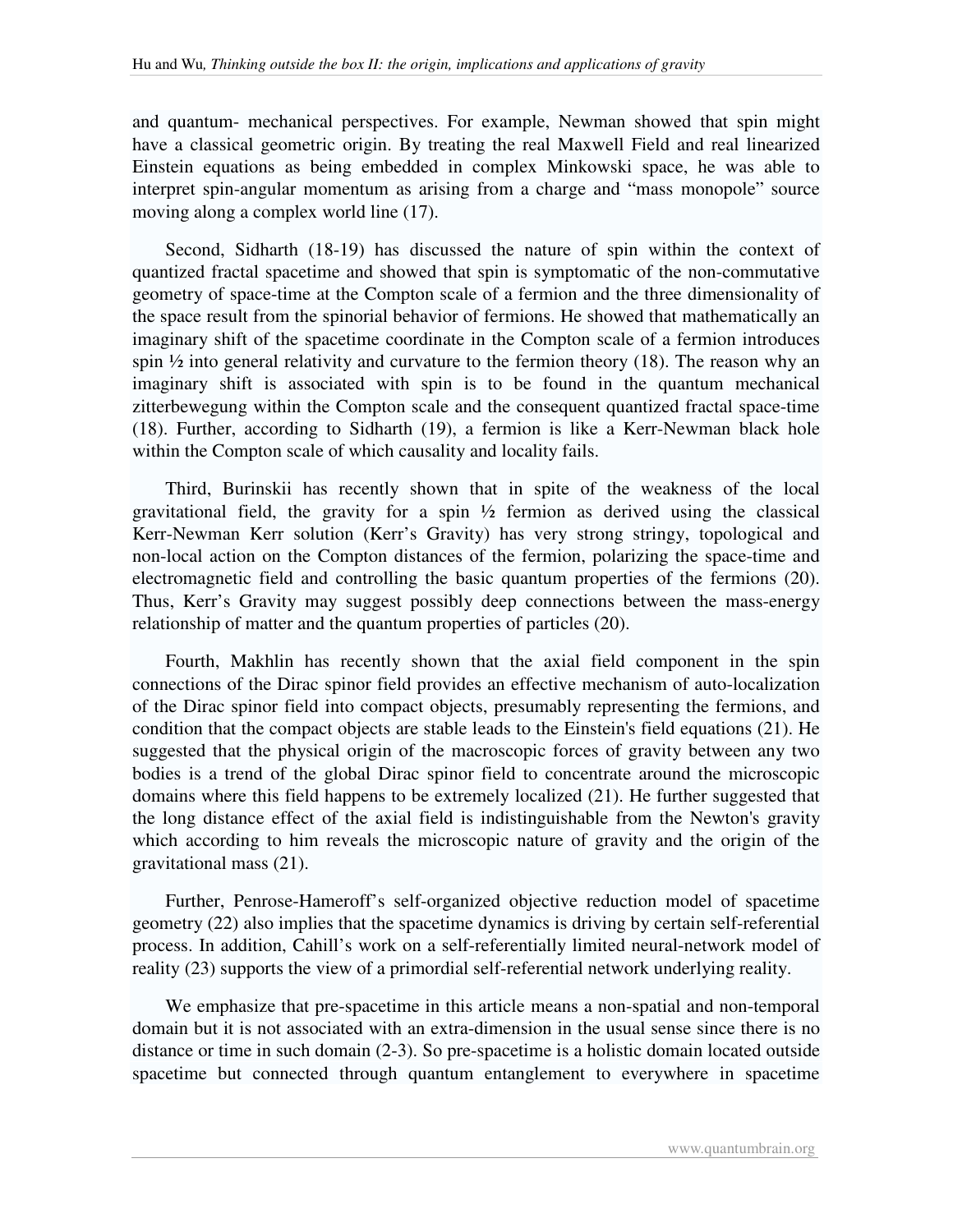and quantum- mechanical perspectives. For example, Newman showed that spin might have a classical geometric origin. By treating the real Maxwell Field and real linearized Einstein equations as being embedded in complex Minkowski space, he was able to interpret spin-angular momentum as arising from a charge and "mass monopole" source moving along a complex world line (17).

Second, Sidharth (18-19) has discussed the nature of spin within the context of quantized fractal spacetime and showed that spin is symptomatic of the non-commutative geometry of space-time at the Compton scale of a fermion and the three dimensionality of the space result from the spinorial behavior of fermions. He showed that mathematically an imaginary shift of the spacetime coordinate in the Compton scale of a fermion introduces spin ½ into general relativity and curvature to the fermion theory (18). The reason why an imaginary shift is associated with spin is to be found in the quantum mechanical zitterbewegung within the Compton scale and the consequent quantized fractal space-time (18). Further, according to Sidharth (19), a fermion is like a Kerr-Newman black hole within the Compton scale of which causality and locality fails.

Third, Burinskii has recently shown that in spite of the weakness of the local gravitational field, the gravity for a spin ½ fermion as derived using the classical Kerr-Newman Kerr solution (Kerr's Gravity) has very strong stringy, topological and non-local action on the Compton distances of the fermion, polarizing the space-time and electromagnetic field and controlling the basic quantum properties of the fermions (20). Thus, Kerr's Gravity may suggest possibly deep connections between the mass-energy relationship of matter and the quantum properties of particles (20).

Fourth, Makhlin has recently shown that the axial field component in the spin connections of the Dirac spinor field provides an effective mechanism of auto-localization of the Dirac spinor field into compact objects, presumably representing the fermions, and condition that the compact objects are stable leads to the Einstein's field equations (21). He suggested that the physical origin of the macroscopic forces of gravity between any two bodies is a trend of the global Dirac spinor field to concentrate around the microscopic domains where this field happens to be extremely localized (21). He further suggested that the long distance effect of the axial field is indistinguishable from the Newton's gravity which according to him reveals the microscopic nature of gravity and the origin of the gravitational mass (21).

Further, Penrose-Hameroff's self-organized objective reduction model of spacetime geometry (22) also implies that the spacetime dynamics is driving by certain self-referential process. In addition, Cahill's work on a self-referentially limited neural-network model of reality (23) supports the view of a primordial self-referential network underlying reality.

We emphasize that pre-spacetime in this article means a non-spatial and non-temporal domain but it is not associated with an extra-dimension in the usual sense since there is no distance or time in such domain (2-3). So pre-spacetime is a holistic domain located outside spacetime but connected through quantum entanglement to everywhere in spacetime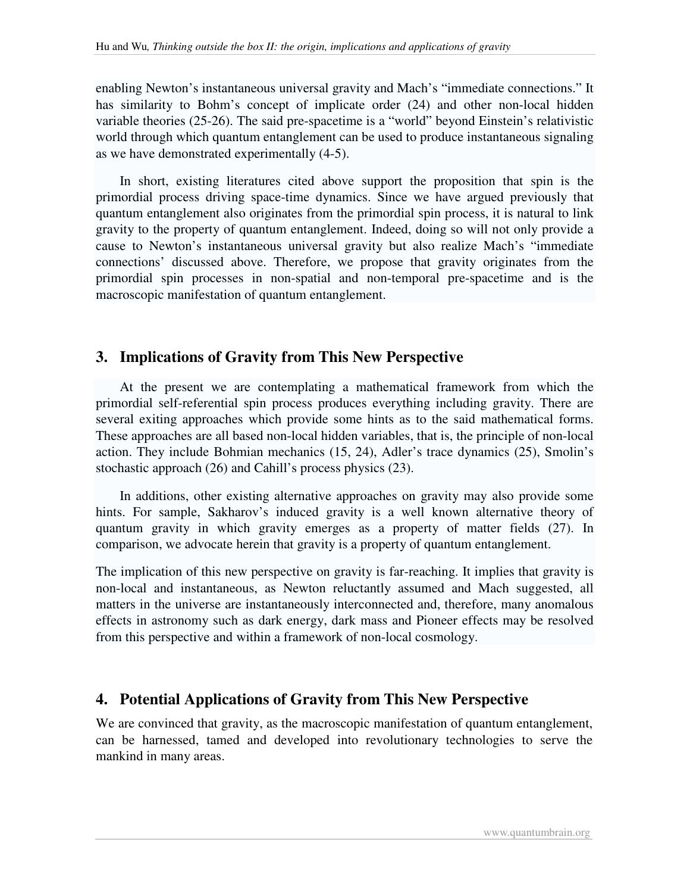enabling Newton's instantaneous universal gravity and Mach's "immediate connections." It has similarity to Bohm's concept of implicate order (24) and other non-local hidden variable theories (25-26). The said pre-spacetime is a "world" beyond Einstein's relativistic world through which quantum entanglement can be used to produce instantaneous signaling as we have demonstrated experimentally (4-5).

In short, existing literatures cited above support the proposition that spin is the primordial process driving space-time dynamics. Since we have argued previously that quantum entanglement also originates from the primordial spin process, it is natural to link gravity to the property of quantum entanglement. Indeed, doing so will not only provide a cause to Newton's instantaneous universal gravity but also realize Mach's "immediate connections' discussed above. Therefore, we propose that gravity originates from the primordial spin processes in non-spatial and non-temporal pre-spacetime and is the macroscopic manifestation of quantum entanglement.

## 3. Implications of Gravity from This New Perspective

At the present we are contemplating a mathematical framework from which the primordial self-referential spin process produces everything including gravity. There are several exiting approaches which provide some hints as to the said mathematical forms. These approaches are all based non-local hidden variables, that is, the principle of non-local action. They include Bohmian mechanics (15, 24), Adler's trace dynamics (25), Smolin's stochastic approach (26) and Cahill's process physics (23).

In additions, other existing alternative approaches on gravity may also provide some hints. For sample, Sakharov's induced gravity is a well known alternative theory of quantum gravity in which gravity emerges as a property of matter fields (27). In comparison, we advocate herein that gravity is a property of quantum entanglement.

The implication of this new perspective on gravity is far-reaching. It implies that gravity is non-local and instantaneous, as Newton reluctantly assumed and Mach suggested, all matters in the universe are instantaneously interconnected and, therefore, many anomalous effects in astronomy such as dark energy, dark mass and Pioneer effects may be resolved from this perspective and within a framework of non-local cosmology.

## 4. Potential Applications of Gravity from This New Perspective

We are convinced that gravity, as the macroscopic manifestation of quantum entanglement, can be harnessed, tamed and developed into revolutionary technologies to serve the mankind in many areas.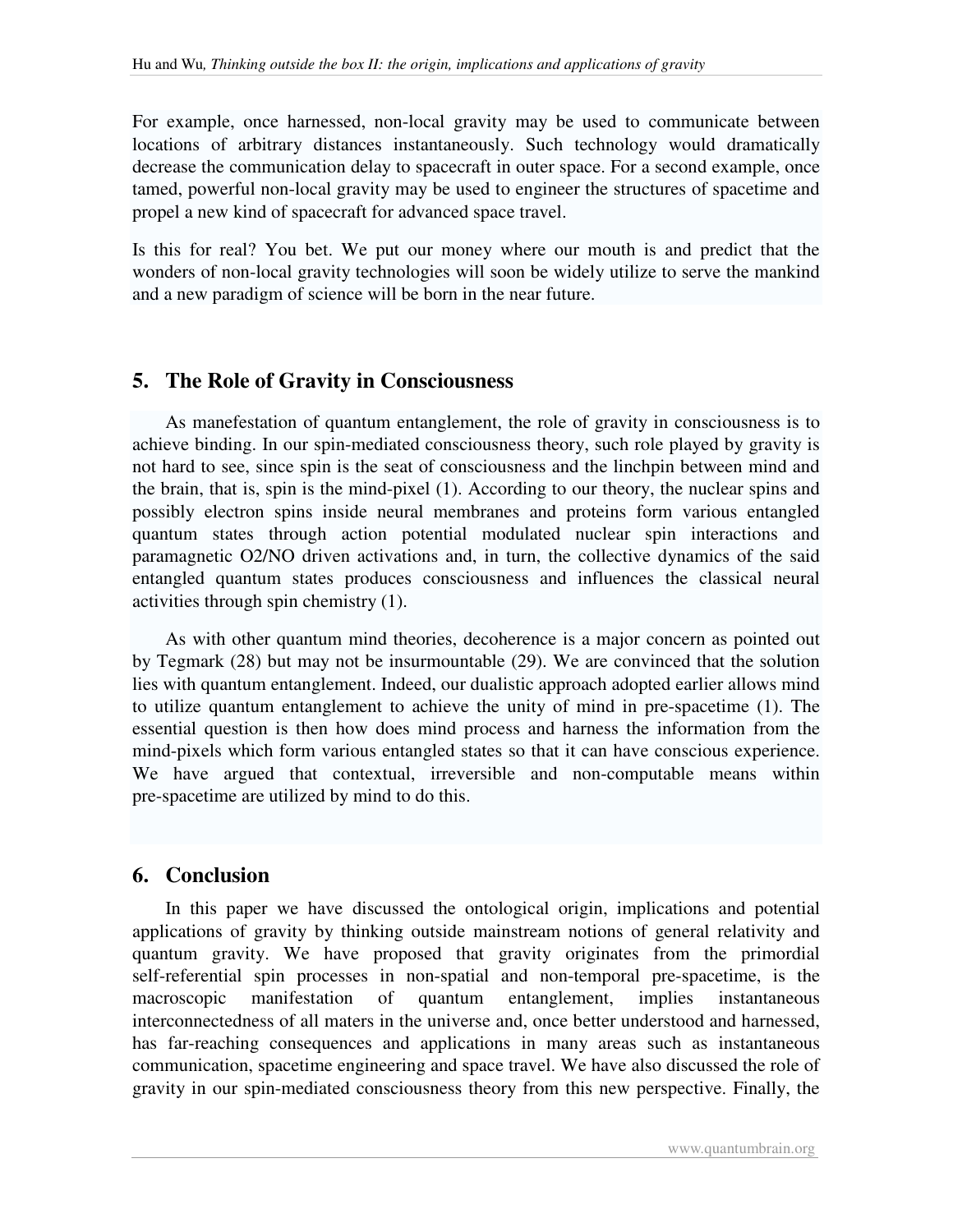For example, once harnessed, non-local gravity may be used to communicate between locations of arbitrary distances instantaneously. Such technology would dramatically decrease the communication delay to spacecraft in outer space. For a second example, once tamed, powerful non-local gravity may be used to engineer the structures of spacetime and propel a new kind of spacecraft for advanced space travel.

Is this for real? You bet. We put our money where our mouth is and predict that the wonders of non-local gravity technologies will soon be widely utilize to serve the mankind and a new paradigm of science will be born in the near future.

## 5. The Role of Gravity in Consciousness

As manefestation of quantum entanglement, the role of gravity in consciousness is to achieve binding. In our spin-mediated consciousness theory, such role played by gravity is not hard to see, since spin is the seat of consciousness and the linchpin between mind and the brain, that is, spin is the mind-pixel (1). According to our theory, the nuclear spins and possibly electron spins inside neural membranes and proteins form various entangled quantum states through action potential modulated nuclear spin interactions and paramagnetic O2/NO driven activations and, in turn, the collective dynamics of the said entangled quantum states produces consciousness and influences the classical neural activities through spin chemistry (1).

As with other quantum mind theories, decoherence is a major concern as pointed out by Tegmark (28) but may not be insurmountable (29). We are convinced that the solution lies with quantum entanglement. Indeed, our dualistic approach adopted earlier allows mind to utilize quantum entanglement to achieve the unity of mind in pre-spacetime (1). The essential question is then how does mind process and harness the information from the mind-pixels which form various entangled states so that it can have conscious experience. We have argued that contextual, irreversible and non-computable means within pre-spacetime are utilized by mind to do this.

## 6. Conclusion

In this paper we have discussed the ontological origin, implications and potential applications of gravity by thinking outside mainstream notions of general relativity and quantum gravity. We have proposed that gravity originates from the primordial self-referential spin processes in non-spatial and non-temporal pre-spacetime, is the macroscopic manifestation of quantum entanglement, implies instantaneous interconnectedness of all maters in the universe and, once better understood and harnessed, has far-reaching consequences and applications in many areas such as instantaneous communication, spacetime engineering and space travel. We have also discussed the role of gravity in our spin-mediated consciousness theory from this new perspective. Finally, the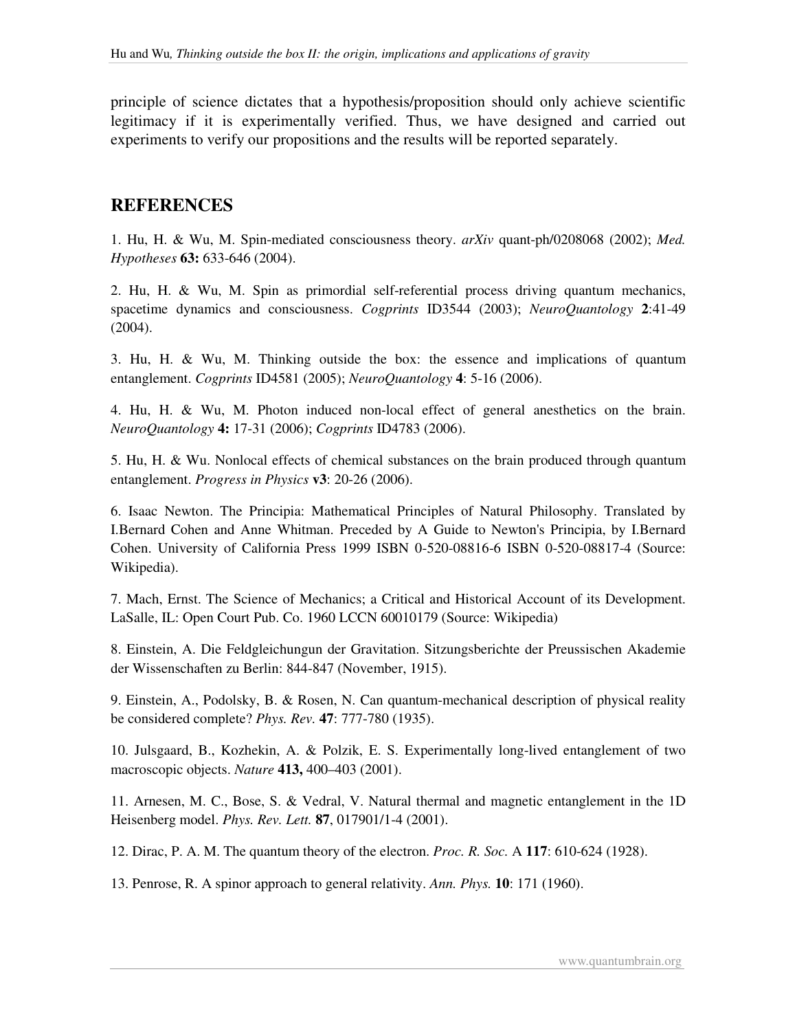principle of science dictates that a hypothesis/proposition should only achieve scientific legitimacy if it is experimentally verified. Thus, we have designed and carried out experiments to verify our propositions and the results will be reported separately.

## REFERENCES

1. Hu, H. & Wu, M. Spin-mediated consciousness theory. *arXiv* quant-ph/0208068 (2002); *Med. Hypotheses* **63:** 633-646 (2004).

2. Hu, H. & Wu, M. Spin as primordial self-referential process driving quantum mechanics, spacetime dynamics and consciousness. *Cogprints* ID3544 (2003); *NeuroQuantology* **2**:41-49 (2004).

3. Hu, H. & Wu, M. Thinking outside the box: the essence and implications of quantum entanglement. *Cogprints* ID4581 (2005); *NeuroQuantology* **4**: 5-16 (2006).

4. Hu, H. & Wu, M. Photon induced non-local effect of general anesthetics on the brain. *NeuroQuantology* **4:** 17-31 (2006); *Cogprints* ID4783 (2006).

5. Hu, H. & Wu. Nonlocal effects of chemical substances on the brain produced through quantum entanglement. *Progress in Physics* **v3**: 20-26 (2006).

6. Isaac Newton. The Principia: Mathematical Principles of Natural Philosophy. Translated by I.Bernard Cohen and Anne Whitman. Preceded by A Guide to Newton's Principia, by I.Bernard Cohen. University of California Press 1999 ISBN 0-520-08816-6 ISBN 0-520-08817-4 (Source: Wikipedia).

7. Mach, Ernst. The Science of Mechanics; a Critical and Historical Account of its Development. LaSalle, IL: Open Court Pub. Co. 1960 LCCN 60010179 (Source: Wikipedia)

8. Einstein, A. Die Feldgleichungun der Gravitation. Sitzungsberichte der Preussischen Akademie der Wissenschaften zu Berlin: 844-847 (November, 1915).

9. Einstein, A., Podolsky, B. & Rosen, N. Can quantum-mechanical description of physical reality be considered complete? *Phys. Rev.* **47**: 777-780 (1935).

10. Julsgaard, B., Kozhekin, A. & Polzik, E. S. Experimentally long-lived entanglement of two macroscopic objects. *Nature* **413,** 400–403 (2001).

11. Arnesen, M. C., Bose, S. & Vedral, V. Natural thermal and magnetic entanglement in the 1D Heisenberg model. *Phys. Rev. Lett.* **87**, 017901/1-4 (2001).

12. Dirac, P. A. M. The quantum theory of the electron. *Proc. R. Soc.* A **117**: 610-624 (1928).

13. Penrose, R. A spinor approach to general relativity. *Ann. Phys.* **10**: 171 (1960).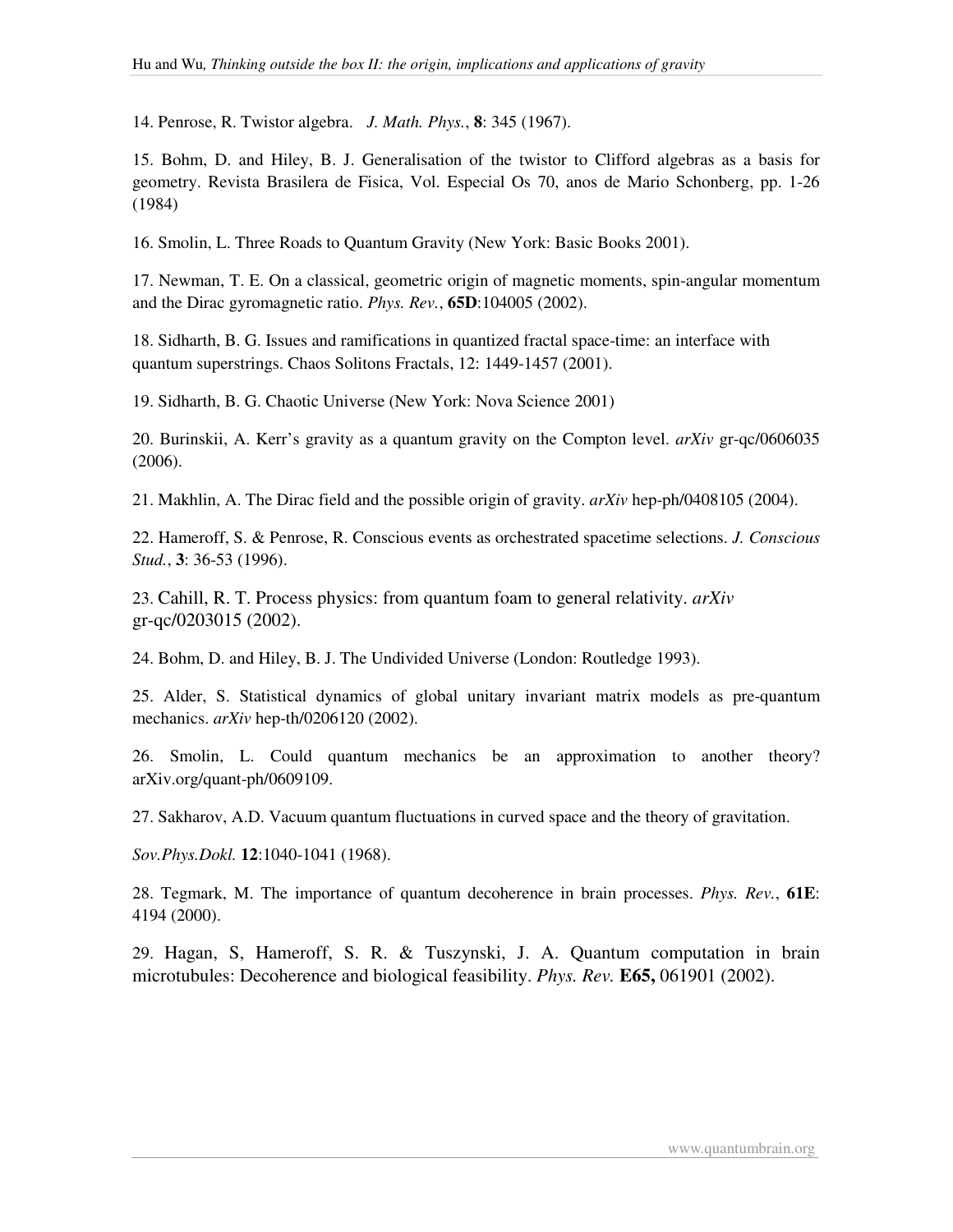14. Penrose, R. Twistor algebra. *J. Math. Phys.*, **8**: 345 (1967).

15. Bohm, D. and Hiley, B. J. Generalisation of the twistor to Clifford algebras as a basis for geometry. Revista Brasilera de Fisica, Vol. Especial Os 70, anos de Mario Schonberg, pp. 1-26 (1984)

16. Smolin, L. Three Roads to Quantum Gravity (New York: Basic Books 2001).

17. Newman, T. E. On a classical, geometric origin of magnetic moments, spin-angular momentum and the Dirac gyromagnetic ratio. *Phys. Rev.*, **65D**:104005 (2002).

18. Sidharth, B. G. Issues and ramifications in quantized fractal space-time: an interface with quantum superstrings. Chaos Solitons Fractals, 12: 1449-1457 (2001).

19. Sidharth, B. G. Chaotic Universe (New York: Nova Science 2001)

20. Burinskii, A. Kerr's gravity as a quantum gravity on the Compton level. *arXiv* gr-qc/0606035 (2006).

21. Makhlin, A. The Dirac field and the possible origin of gravity. *arXiv* hep-ph/0408105 (2004).

22. Hameroff, S. & Penrose, R. Conscious events as orchestrated spacetime selections. *J. Conscious Stud.*, **3**: 36-53 (1996).

23. Cahill, R. T. Process physics: from quantum foam to general relativity. *arXiv* gr-qc/0203015 (2002).

24. Bohm, D. and Hiley, B. J. The Undivided Universe (London: Routledge 1993).

25. Alder, S. Statistical dynamics of global unitary invariant matrix models as pre-quantum mechanics. *arXiv* hep-th/0206120 (2002).

26. Smolin, L. Could quantum mechanics be an approximation to another theory? arXiv.org/quant-ph/0609109.

27. Sakharov, A.D. Vacuum quantum fluctuations in curved space and the theory of gravitation.

*Sov.Phys.Dokl.* **12**:1040-1041 (1968).

28. Tegmark, M. The importance of quantum decoherence in brain processes. *Phys. Rev.*, **61E**: 4194 (2000).

29. Hagan, S, Hameroff, S. R. & Tuszynski, J. A. Quantum computation in brain microtubules: Decoherence and biological feasibility. *Phys. Rev.* **E65,** 061901 (2002).